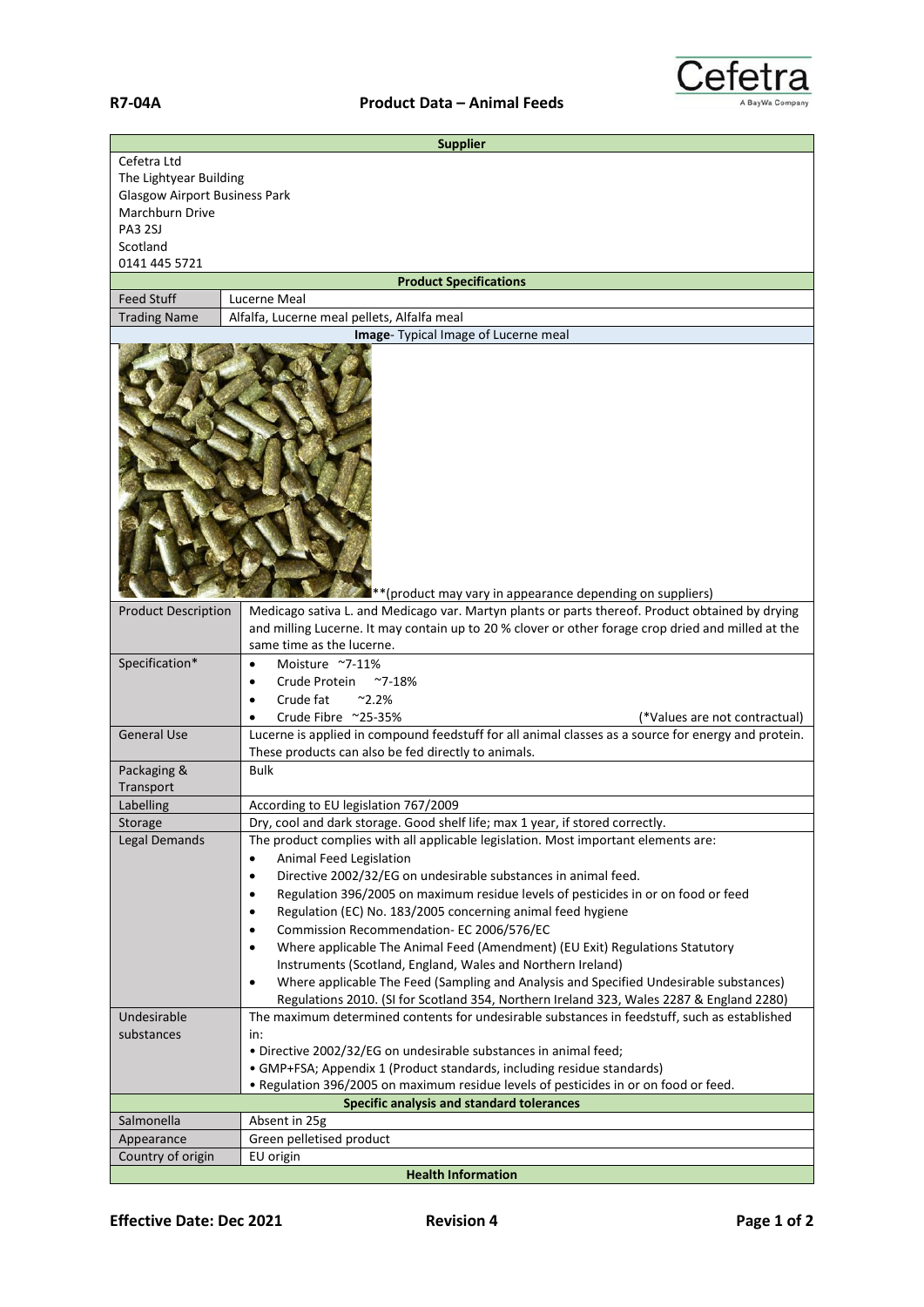**R7-04A** **Product Data – Animal Feeds**

Cefetra
A BayWa Company

| Supplier | |
|---|---|
| Cefetra Ltd<br>The Lightyear Building<br>Glasgow Airport Business Park<br>Marchburn Drive<br>PA3 2SJ<br>Scotland<br>0141 445 5721 | |
| **Product Specifications** | |
| Feed Stuff | Lucerne Meal |
| Trading Name | Alfalfa, Lucerne meal pellets, Alfalfa meal |
| **Image**- Typical Image of Lucerne meal | |
| **(product may vary in appearance depending on suppliers) | |
| Product Description | Medicago sativa L. and Medicago var. Martyn plants or parts thereof. Product obtained by drying and milling Lucerne. It may contain up to 20 % clover or other forage crop dried and milled at the same time as the lucerne. |
| Specification* | • Moisture ~7-11%<br>• Crude Protein ~7-18%<br>• Crude fat ~2.2%<br>• Crude Fibre ~25-35% (*Values are not contractual) |
| General Use | Lucerne is applied in compound feedstuff for all animal classes as a source for energy and protein. These products can also be fed directly to animals. |
| Packaging & Transport | Bulk |
| Labelling | According to EU legislation 767/2009 |
| Storage | Dry, cool and dark storage. Good shelf life; max 1 year, if stored correctly. |
| Legal Demands | The product complies with all applicable legislation. Most important elements are:<br>• Animal Feed Legislation<br>• Directive 2002/32/EG on undesirable substances in animal feed.<br>• Regulation 396/2005 on maximum residue levels of pesticides in or on food or feed<br>• Regulation (EC) No. 183/2005 concerning animal feed hygiene<br>• Commission Recommendation- EC 2006/576/EC<br>• Where applicable The Animal Feed (Amendment) (EU Exit) Regulations Statutory Instruments (Scotland, England, Wales and Northern Ireland)<br>• Where applicable The Feed (Sampling and Analysis and Specified Undesirable substances) Regulations 2010. (SI for Scotland 354, Northern Ireland 323, Wales 2287 & England 2280) |
| Undesirable substances | The maximum determined contents for undesirable substances in feedstuff, such as established in:<br>• Directive 2002/32/EG on undesirable substances in animal feed;<br>• GMP+FSA; Appendix 1 (Product standards, including residue standards)<br>• Regulation 396/2005 on maximum residue levels of pesticides in or on food or feed. |
| **Specific analysis and standard tolerances** | |
| Salmonella | Absent in 25g |
| Appearance | Green pelletised product |
| Country of origin | EU origin |
| **Health Information** | |

**Effective Date: Dec 2021** **Revision 4**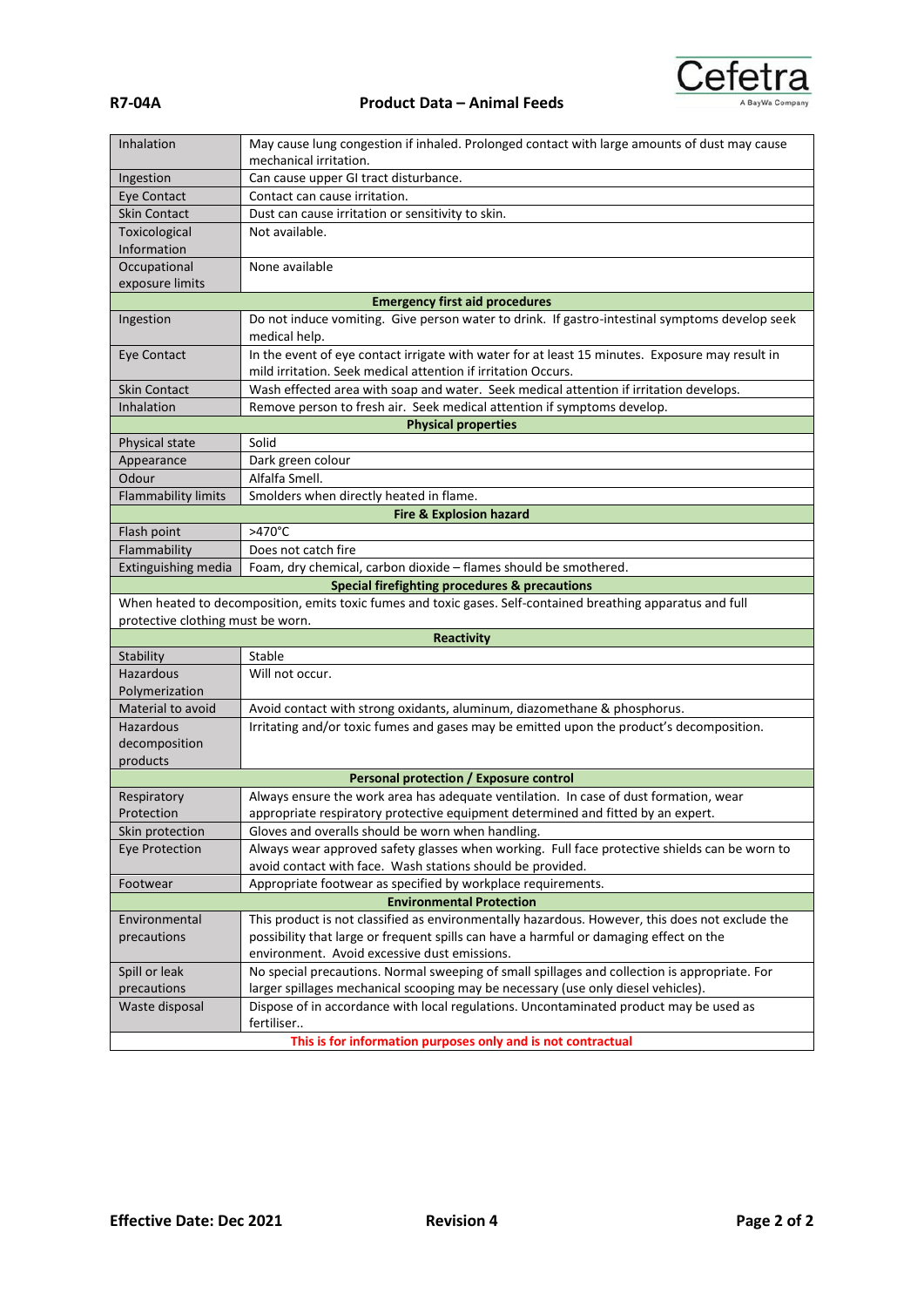| | |
|---|---|
| Inhalation | May cause lung congestion if inhaled. Prolonged contact with large amounts of dust may cause mechanical irritation. |
| Ingestion | Can cause upper GI tract disturbance. |
| Eye Contact | Contact can cause irritation. |
| Skin Contact | Dust can cause irritation or sensitivity to skin. |
| Toxicological Information | Not available. |
| Occupational exposure limits | None available |
| **Emergency first aid procedures** | |
| Ingestion | Do not induce vomiting. Give person water to drink. If gastro-intestinal symptoms develop seek medical help. |
| Eye Contact | In the event of eye contact irrigate with water for at least 15 minutes. Exposure may result in mild irritation. Seek medical attention if irritation Occurs. |
| Skin Contact | Wash effected area with soap and water. Seek medical attention if irritation develops. |
| Inhalation | Remove person to fresh air. Seek medical attention if symptoms develop. |
| **Physical properties** | |
| Physical state | Solid |
| Appearance | Dark green colour |
| Odour | Alfalfa Smell. |
| Flammability limits | Smolders when directly heated in flame. |
| **Fire & Explosion hazard** | |
| Flash point | >470°C |
| Flammability | Does not catch fire |
| Extinguishing media | Foam, dry chemical, carbon dioxide – flames should be smothered. |
| **Special firefighting procedures & precautions** | |
| When heated to decomposition, emits toxic fumes and toxic gases. Self-contained breathing apparatus and full protective clothing must be worn. | |
| **Reactivity** | |
| Stability | Stable |
| Hazardous Polymerization | Will not occur. |
| Material to avoid | Avoid contact with strong oxidants, aluminum, diazomethane & phosphorus. |
| Hazardous decomposition products | Irritating and/or toxic fumes and gases may be emitted upon the product's decomposition. |
| **Personal protection / Exposure control** | |
| Respiratory Protection | Always ensure the work area has adequate ventilation. In case of dust formation, wear appropriate respiratory protective equipment determined and fitted by an expert. |
| Skin protection | Gloves and overalls should be worn when handling. |
| Eye Protection | Always wear approved safety glasses when working. Full face protective shields can be worn to avoid contact with face. Wash stations should be provided. |
| Footwear | Appropriate footwear as specified by workplace requirements. |
| **Environmental Protection** | |
| Environmental precautions | This product is not classified as environmentally hazardous. However, this does not exclude the possibility that large or frequent spills can have a harmful or damaging effect on the environment. Avoid excessive dust emissions. |
| Spill or leak precautions | No special precautions. Normal sweeping of small spillages and collection is appropriate. For larger spillages mechanical scooping may be necessary (use only diesel vehicles). |
| Waste disposal | Dispose of in accordance with local regulations. Uncontaminated product may be used as fertiliser.. |
| **This is for information purposes only and is not contractual** | |

**Effective Date: Dec 2021** **Revision 4**